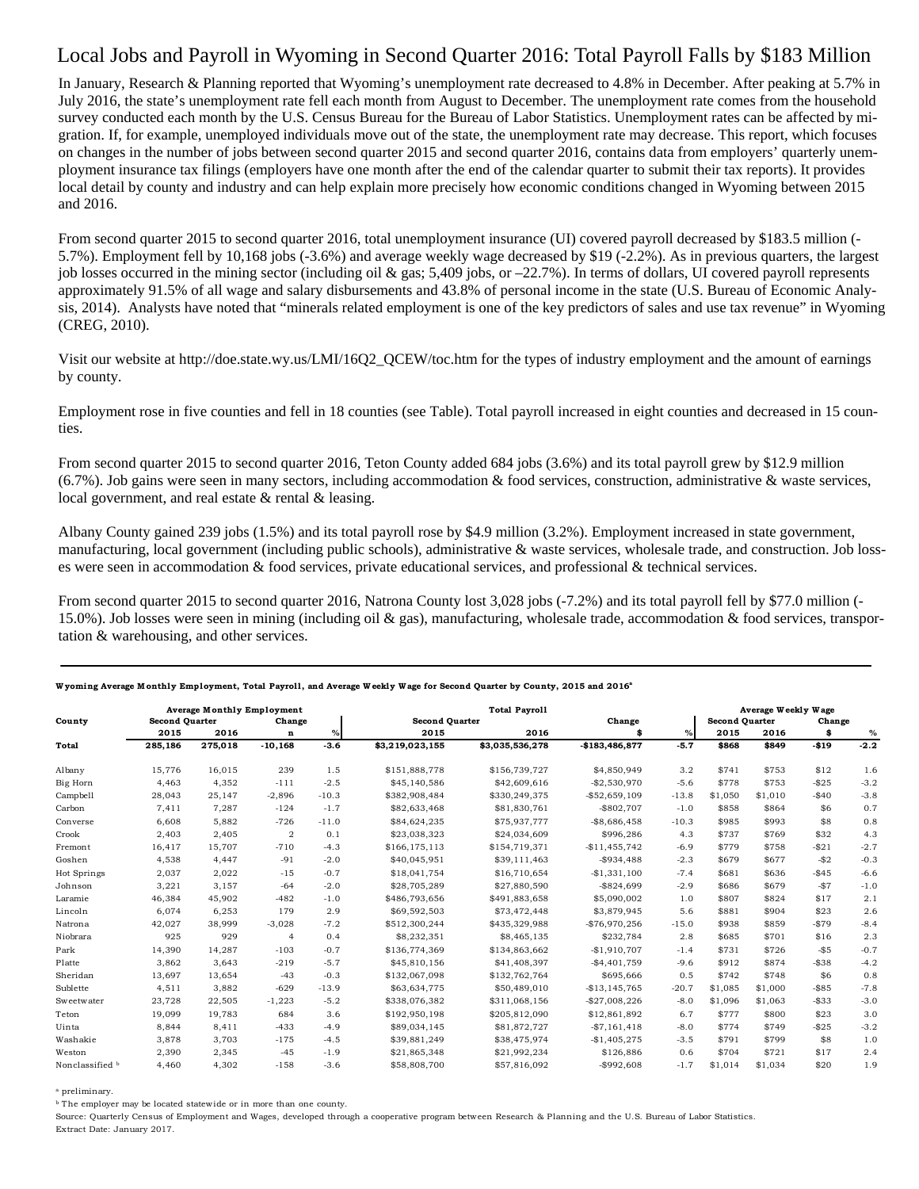# Local Jobs and Payroll in Wyoming in Second Quarter 2016: Total Payroll Falls by $183 Million

In January, Research & Planning reported that Wyoming's unemployment rate decreased to 4.8% in December. After peaking at 5.7% in July 2016, the state's unemployment rate fell each month from August to December. The unemployment rate comes from the household survey conducted each month by the U.S. Census Bureau for the Bureau of Labor Statistics. Unemployment rates can be affected by migration. If, for example, unemployed individuals move out of the state, the unemployment rate may decrease. This report, which focuses on changes in the number of jobs between second quarter 2015 and second quarter 2016, contains data from employers' quarterly unemployment insurance tax filings (employers have one month after the end of the calendar quarter to submit their tax reports). It provides local detail by county and industry and can help explain more precisely how economic conditions changed in Wyoming between 2015 and 2016.

From second quarter 2015 to second quarter 2016, total unemployment insurance (UI) covered payroll decreased by $183.5 million (-5.7%). Employment fell by 10,168 jobs (-3.6%) and average weekly wage decreased by $19 (-2.2%). As in previous quarters, the largest job losses occurred in the mining sector (including oil & gas; 5,409 jobs, or –22.7%). In terms of dollars, UI covered payroll represents approximately 91.5% of all wage and salary disbursements and 43.8% of personal income in the state (U.S. Bureau of Economic Analysis, 2014). Analysts have noted that "minerals related employment is one of the key predictors of sales and use tax revenue" in Wyoming (CREG, 2010).

Visit our website at http://doe.state.wy.us/LMI/16Q2_QCEW/toc.htm for the types of industry employment and the amount of earnings by county.

Employment rose in five counties and fell in 18 counties (see Table). Total payroll increased in eight counties and decreased in 15 counties.

From second quarter 2015 to second quarter 2016, Teton County added 684 jobs (3.6%) and its total payroll grew by $12.9 million (6.7%). Job gains were seen in many sectors, including accommodation & food services, construction, administrative & waste services, local government, and real estate & rental & leasing.

Albany County gained 239 jobs (1.5%) and its total payroll rose by $4.9 million (3.2%). Employment increased in state government, manufacturing, local government (including public schools), administrative & waste services, wholesale trade, and construction. Job losses were seen in accommodation & food services, private educational services, and professional & technical services.

From second quarter 2015 to second quarter 2016, Natrona County lost 3,028 jobs (-7.2%) and its total payroll fell by $77.0 million (-15.0%). Job losses were seen in mining (including oil & gas), manufacturing, wholesale trade, accommodation & food services, transportation & warehousing, and other services.

**Wyoming Average Monthly Employment, Total Payroll, and Average Weekly Wage for Second Quarter by County, 2015 and 2016[a]**

| County | Average Monthly Employment | | | | Total Payroll | | | | Average Weekly Wage | | | |
|---|---|---|---|---|---|---|---|---|---|---|---|---|
| | Second Quarter | | Change | | Second Quarter | | Change | | Second Quarter | | Change | |
| | 2015 | 2016 | n | % | 2015 | 2016 | $ | % | 2015 | 2016 | $ | % |
| **Total** | **285,186** | **275,018** | **-10,168** | **-3.6** | **$3,219,023,155** | **$3,035,536,278** | **-$183,486,877** | **-5.7** | **$868** | **$849** | **-$19** | **-2.2** |
| Albany | 15,776 | 16,015 | 239 | 1.5 | $151,888,778 | $156,739,727 | $4,850,949 | 3.2 | $741 | $753 | $12 | 1.6 |
| Big Horn | 4,463 | 4,352 | -111 | -2.5 | $45,140,586 | $42,609,616 | -$2,530,970 | -5.6 | $778 | $753 | -$25 | -3.2 |
| Campbell | 28,043 | 25,147 | -2,896 | -10.3 | $382,908,484 | $330,249,375 | -$52,659,109 | -13.8 | $1,050 | $1,010 | -$40 | -3.8 |
| Carbon | 7,411 | 7,287 | -124 | -1.7 | $82,633,468 | $81,830,761 | -$802,707 | -1.0 | $858 | $864 | $6 | 0.7 |
| Converse | 6,608 | 5,882 | -726 | -11.0 | $84,624,235 | $75,937,777 | -$8,686,458 | -10.3 | $985 | $993 | $8 | 0.8 |
| Crook | 2,403 | 2,405 | 2 | 0.1 | $23,038,323 | $24,034,609 | $996,286 | 4.3 | $737 | $769 | $32 | 4.3 |
| Fremont | 16,417 | 15,707 | -710 | -4.3 | $166,175,113 | $154,719,371 | -$11,455,742 | -6.9 | $779 | $758 | -$21 | -2.7 |
| Goshen | 4,538 | 4,447 | -91 | -2.0 | $40,045,951 | $39,111,463 | -$934,488 | -2.3 | $679 | $677 | -$2 | -0.3 |
| Hot Springs | 2,037 | 2,022 | -15 | -0.7 | $18,041,754 | $16,710,654 | -$1,331,100 | -7.4 | $681 | $636 | -$45 | -6.6 |
| Johnson | 3,221 | 3,157 | -64 | -2.0 | $28,705,289 | $27,880,590 | -$824,699 | -2.9 | $686 | $679 | -$7 | -1.0 |
| Laramie | 46,384 | 45,902 | -482 | -1.0 | $486,793,656 | $491,883,658 | $5,090,002 | 1.0 | $807 | $824 | $17 | 2.1 |
| Lincoln | 6,074 | 6,253 | 179 | 2.9 | $69,592,503 | $73,472,448 | $3,879,945 | 5.6 | $881 | $904 | $23 | 2.6 |
| Natrona | 42,027 | 38,999 | -3,028 | -7.2 | $512,300,244 | $435,329,988 | -$76,970,256 | -15.0 | $938 | $859 | -$79 | -8.4 |
| Niobrara | 925 | 929 | 4 | 0.4 | $8,232,351 | $8,465,135 | $232,784 | 2.8 | $685 | $701 | $16 | 2.3 |
| Park | 14,390 | 14,287 | -103 | -0.7 | $136,774,369 | $134,863,662 | -$1,910,707 | -1.4 | $731 | $726 | -$5 | -0.7 |
| Platte | 3,862 | 3,643 | -219 | -5.7 | $45,810,156 | $41,408,397 | -$4,401,759 | -9.6 | $912 | $874 | -$38 | -4.2 |
| Sheridan | 13,697 | 13,654 | -43 | -0.3 | $132,067,098 | $132,762,764 | $695,666 | 0.5 | $742 | $748 | $6 | 0.8 |
| Sublette | 4,511 | 3,882 | -629 | -13.9 | $63,634,775 | $50,489,010 | -$13,145,765 | -20.7 | $1,085 | $1,000 | -$85 | -7.8 |
| Sweetwater | 23,728 | 22,505 | -1,223 | -5.2 | $338,076,382 | $311,068,156 | -$27,008,226 | -8.0 | $1,096 | $1,063 | -$33 | -3.0 |
| Teton | 19,099 | 19,783 | 684 | 3.6 | $192,950,198 | $205,812,090 | $12,861,892 | 6.7 | $777 | $800 | $23 | 3.0 |
| Uinta | 8,844 | 8,411 | -433 | -4.9 | $89,034,145 | $81,872,727 | -$7,161,418 | -8.0 | $774 | $749 | -$25 | -3.2 |
| Washakie | 3,878 | 3,703 | -175 | -4.5 | $39,881,249 | $38,475,974 | -$1,405,275 | -3.5 | $791 | $799 | $8 | 1.0 |
| Weston | 2,390 | 2,345 | -45 | -1.9 | $21,865,348 | $21,992,234 | $126,886 | 0.6 | $704 | $721 | $17 | 2.4 |
| Nonclassified [b] | 4,460 | 4,302 | -158 | -3.6 | $58,808,700 | $57,816,092 | -$992,608 | -1.7 | $1,014 | $1,034 | $20 | 1.9 |

[a] preliminary.

[b] The employer may be located statewide or in more than one county.

Source: Quarterly Census of Employment and Wages, developed through a cooperative program between Research & Planning and the U.S. Bureau of Labor Statistics.

Extract Date: January 2017.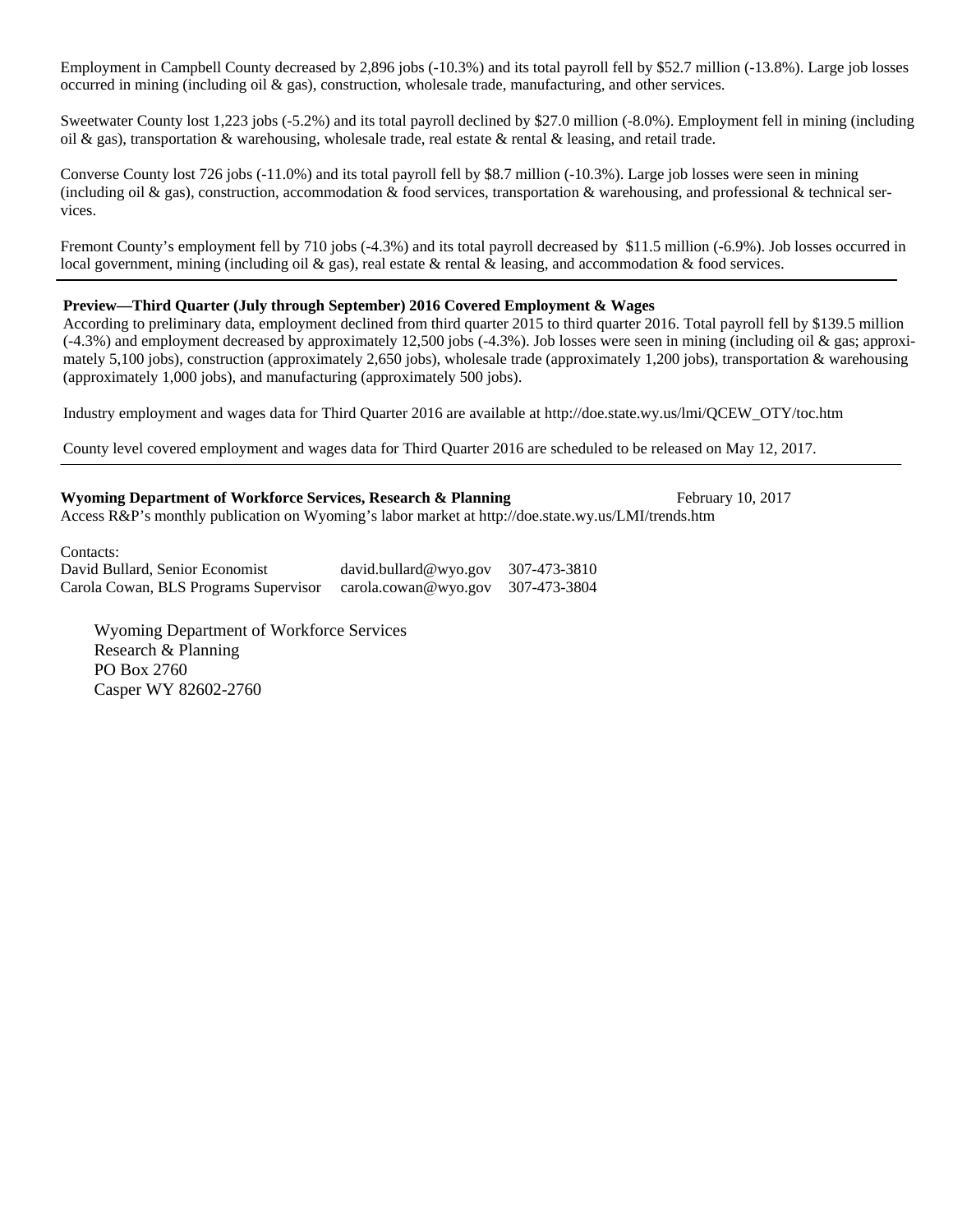Employment in Campbell County decreased by 2,896 jobs (-10.3%) and its total payroll fell by $52.7 million (-13.8%). Large job losses occurred in mining (including oil & gas), construction, wholesale trade, manufacturing, and other services.

Sweetwater County lost 1,223 jobs (-5.2%) and its total payroll declined by $27.0 million (-8.0%). Employment fell in mining (including oil & gas), transportation & warehousing, wholesale trade, real estate & rental & leasing, and retail trade.

Converse County lost 726 jobs (-11.0%) and its total payroll fell by $8.7 million (-10.3%). Large job losses were seen in mining (including oil & gas), construction, accommodation & food services, transportation & warehousing, and professional & technical services.

Fremont County's employment fell by 710 jobs (-4.3%) and its total payroll decreased by $11.5 million (-6.9%). Job losses occurred in local government, mining (including oil & gas), real estate & rental & leasing, and accommodation & food services.

---

**Preview—Third Quarter (July through September) 2016 Covered Employment & Wages**

According to preliminary data, employment declined from third quarter 2015 to third quarter 2016. Total payroll fell by $139.5 million (-4.3%) and employment decreased by approximately 12,500 jobs (-4.3%). Job losses were seen in mining (including oil & gas; approximately 5,100 jobs), construction (approximately 2,650 jobs), wholesale trade (approximately 1,200 jobs), transportation & warehousing (approximately 1,000 jobs), and manufacturing (approximately 500 jobs).

Industry employment and wages data for Third Quarter 2016 are available at http://doe.state.wy.us/lmi/QCEW_OTY/toc.htm

County level covered employment and wages data for Third Quarter 2016 are scheduled to be released on May 12, 2017.

---

**Wyoming Department of Workforce Services, Research & Planning** February 10, 2017

Access R&P's monthly publication on Wyoming's labor market at http://doe.state.wy.us/LMI/trends.htm

Contacts:

| | | |
|---|---|---|
| David Bullard, Senior Economist | david.bullard@wyo.gov | 307-473-3810 |
| Carola Cowan, BLS Programs Supervisor | carola.cowan@wyo.gov | 307-473-3804 |

Wyoming Department of Workforce Services
Research & Planning
PO Box 2760
Casper WY 82602-2760